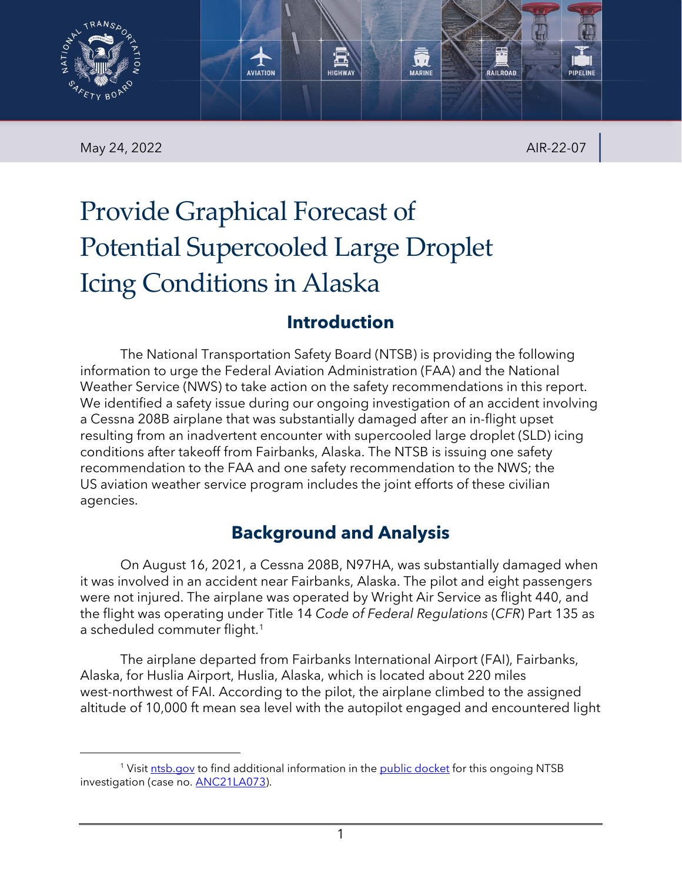May 24, 2022 AIR-22-07

# Provide Graphical Forecast of Potential Supercooled Large Droplet Icing Conditions in Alaska

## Introduction

The National Transportation Safety Board (NTSB) is providing the following information to urge the Federal Aviation Administration (FAA) and the National Weather Service (NWS) to take action on the safety recommendations in this report. We identified a safety issue during our ongoing investigation of an accident involving a Cessna 208B airplane that was substantially damaged after an in-flight upset resulting from an inadvertent encounter with supercooled large droplet (SLD) icing conditions after takeoff from Fairbanks, Alaska. The NTSB is issuing one safety recommendation to the FAA and one safety recommendation to the NWS; the US aviation weather service program includes the joint efforts of these civilian agencies.

## Background and Analysis

On August 16, 2021, a Cessna 208B, N97HA, was substantially damaged when it was involved in an accident near Fairbanks, Alaska. The pilot and eight passengers were not injured. The airplane was operated by Wright Air Service as flight 440, and the flight was operating under Title 14 *Code of Federal Regulations* (*CFR*) Part 135 as a scheduled commuter flight.[1]

The airplane departed from Fairbanks International Airport (FAI), Fairbanks, Alaska, for Huslia Airport, Huslia, Alaska, which is located about 220 miles west-northwest of FAI. According to the pilot, the airplane climbed to the assigned altitude of 10,000 ft mean sea level with the autopilot engaged and encountered light

[1] Visit ntsb.gov to find additional information in the public docket for this ongoing NTSB investigation (case no. ANC21LA073).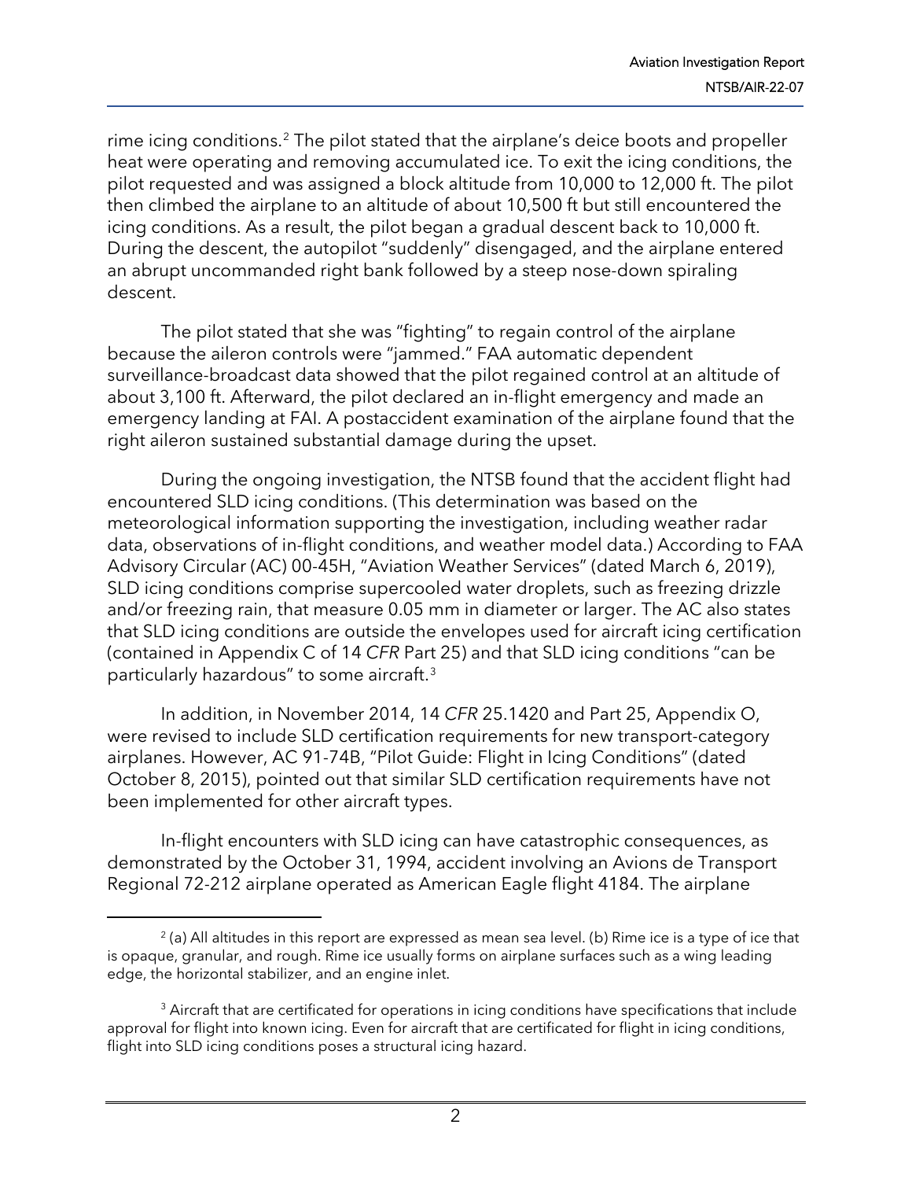rime icing conditions.[2] The pilot stated that the airplane's deice boots and propeller heat were operating and removing accumulated ice. To exit the icing conditions, the pilot requested and was assigned a block altitude from 10,000 to 12,000 ft. The pilot then climbed the airplane to an altitude of about 10,500 ft but still encountered the icing conditions. As a result, the pilot began a gradual descent back to 10,000 ft. During the descent, the autopilot "suddenly" disengaged, and the airplane entered an abrupt uncommanded right bank followed by a steep nose-down spiraling descent.

The pilot stated that she was "fighting" to regain control of the airplane because the aileron controls were "jammed." FAA automatic dependent surveillance-broadcast data showed that the pilot regained control at an altitude of about 3,100 ft. Afterward, the pilot declared an in-flight emergency and made an emergency landing at FAI. A postaccident examination of the airplane found that the right aileron sustained substantial damage during the upset.

During the ongoing investigation, the NTSB found that the accident flight had encountered SLD icing conditions. (This determination was based on the meteorological information supporting the investigation, including weather radar data, observations of in-flight conditions, and weather model data.) According to FAA Advisory Circular (AC) 00-45H, "Aviation Weather Services" (dated March 6, 2019), SLD icing conditions comprise supercooled water droplets, such as freezing drizzle and/or freezing rain, that measure 0.05 mm in diameter or larger. The AC also states that SLD icing conditions are outside the envelopes used for aircraft icing certification (contained in Appendix C of 14 *CFR* Part 25) and that SLD icing conditions "can be particularly hazardous" to some aircraft.[3]

In addition, in November 2014, 14 *CFR* 25.1420 and Part 25, Appendix O, were revised to include SLD certification requirements for new transport-category airplanes. However, AC 91-74B, "Pilot Guide: Flight in Icing Conditions" (dated October 8, 2015), pointed out that similar SLD certification requirements have not been implemented for other aircraft types.

In-flight encounters with SLD icing can have catastrophic consequences, as demonstrated by the October 31, 1994, accident involving an Avions de Transport Regional 72-212 airplane operated as American Eagle flight 4184. The airplane

---

[2] (a) All altitudes in this report are expressed as mean sea level. (b) Rime ice is a type of ice that is opaque, granular, and rough. Rime ice usually forms on airplane surfaces such as a wing leading edge, the horizontal stabilizer, and an engine inlet.

[3] Aircraft that are certificated for operations in icing conditions have specifications that include approval for flight into known icing. Even for aircraft that are certificated for flight in icing conditions, flight into SLD icing conditions poses a structural icing hazard.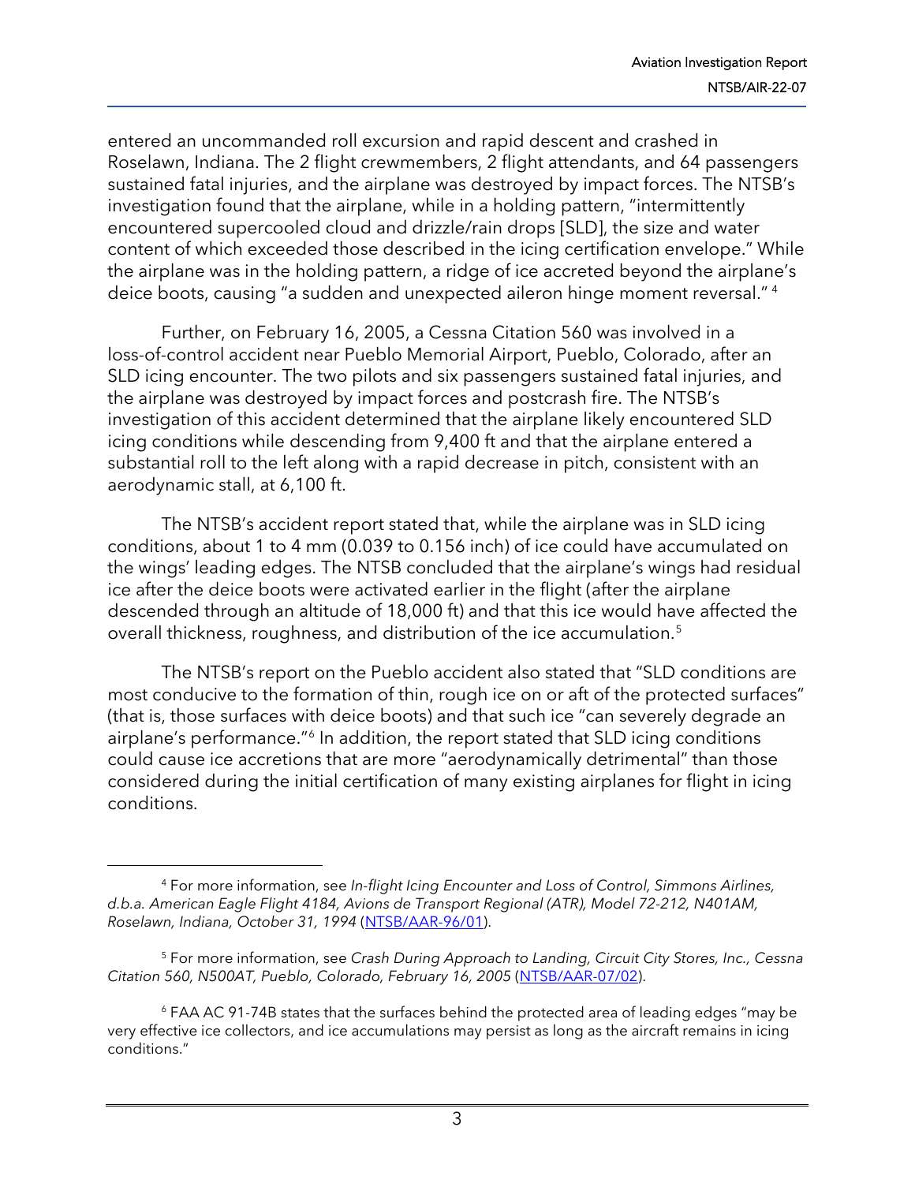entered an uncommanded roll excursion and rapid descent and crashed in Roselawn, Indiana. The 2 flight crewmembers, 2 flight attendants, and 64 passengers sustained fatal injuries, and the airplane was destroyed by impact forces. The NTSB's investigation found that the airplane, while in a holding pattern, "intermittently encountered supercooled cloud and drizzle/rain drops [SLD], the size and water content of which exceeded those described in the icing certification envelope." While the airplane was in the holding pattern, a ridge of ice accreted beyond the airplane's deice boots, causing "a sudden and unexpected aileron hinge moment reversal." [4]

Further, on February 16, 2005, a Cessna Citation 560 was involved in a loss-of-control accident near Pueblo Memorial Airport, Pueblo, Colorado, after an SLD icing encounter. The two pilots and six passengers sustained fatal injuries, and the airplane was destroyed by impact forces and postcrash fire. The NTSB's investigation of this accident determined that the airplane likely encountered SLD icing conditions while descending from 9,400 ft and that the airplane entered a substantial roll to the left along with a rapid decrease in pitch, consistent with an aerodynamic stall, at 6,100 ft.

The NTSB's accident report stated that, while the airplane was in SLD icing conditions, about 1 to 4 mm (0.039 to 0.156 inch) of ice could have accumulated on the wings' leading edges. The NTSB concluded that the airplane's wings had residual ice after the deice boots were activated earlier in the flight (after the airplane descended through an altitude of 18,000 ft) and that this ice would have affected the overall thickness, roughness, and distribution of the ice accumulation.[5]

The NTSB's report on the Pueblo accident also stated that "SLD conditions are most conducive to the formation of thin, rough ice on or aft of the protected surfaces" (that is, those surfaces with deice boots) and that such ice "can severely degrade an airplane's performance."[6] In addition, the report stated that SLD icing conditions could cause ice accretions that are more "aerodynamically detrimental" than those considered during the initial certification of many existing airplanes for flight in icing conditions.

---

[4] For more information, see *In-flight Icing Encounter and Loss of Control, Simmons Airlines, d.b.a. American Eagle Flight 4184, Avions de Transport Regional (ATR), Model 72-212, N401AM, Roselawn, Indiana, October 31, 1994* (NTSB/AAR-96/01).

[5] For more information, see *Crash During Approach to Landing, Circuit City Stores, Inc., Cessna Citation 560, N500AT, Pueblo, Colorado, February 16, 2005* (NTSB/AAR-07/02).

[6] FAA AC 91-74B states that the surfaces behind the protected area of leading edges "may be very effective ice collectors, and ice accumulations may persist as long as the aircraft remains in icing conditions."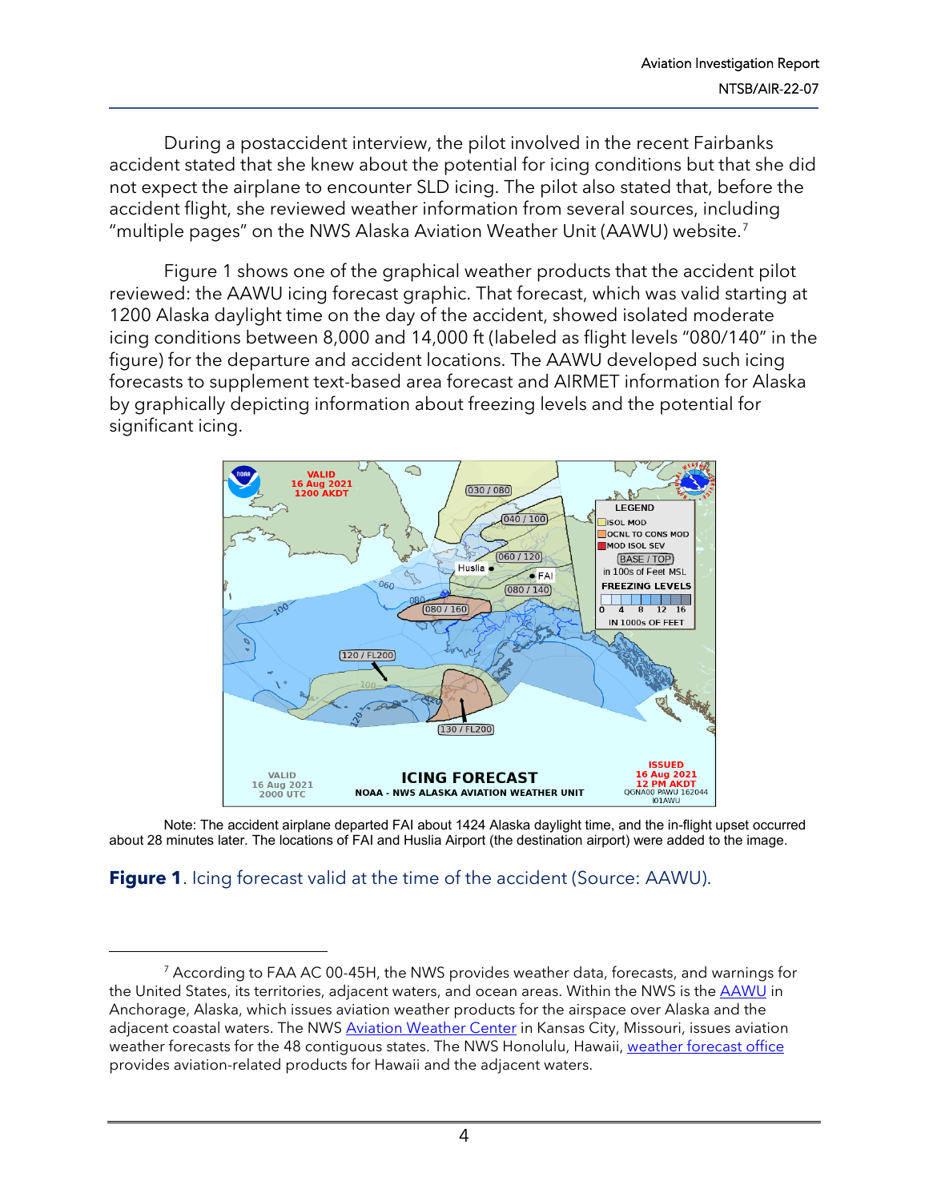During a postaccident interview, the pilot involved in the recent Fairbanks accident stated that she knew about the potential for icing conditions but that she did not expect the airplane to encounter SLD icing. The pilot also stated that, before the accident flight, she reviewed weather information from several sources, including "multiple pages" on the NWS Alaska Aviation Weather Unit (AAWU) website.[7]

Figure 1 shows one of the graphical weather products that the accident pilot reviewed: the AAWU icing forecast graphic. That forecast, which was valid starting at 1200 Alaska daylight time on the day of the accident, showed isolated moderate icing conditions between 8,000 and 14,000 ft (labeled as flight levels "080/140" in the figure) for the departure and accident locations. The AAWU developed such icing forecasts to supplement text-based area forecast and AIRMET information for Alaska by graphically depicting information about freezing levels and the potential for significant icing.

Note: The accident airplane departed FAI about 1424 Alaska daylight time, and the in-flight upset occurred about 28 minutes later. The locations of FAI and Huslia Airport (the destination airport) were added to the image.

**Figure 1**. Icing forecast valid at the time of the accident (Source: AAWU).

---

[7] According to FAA AC 00-45H, the NWS provides weather data, forecasts, and warnings for the United States, its territories, adjacent waters, and ocean areas. Within the NWS is the AAWU in Anchorage, Alaska, which issues aviation weather products for the airspace over Alaska and the adjacent coastal waters. The NWS Aviation Weather Center in Kansas City, Missouri, issues aviation weather forecasts for the 48 contiguous states. The NWS Honolulu, Hawaii, weather forecast office provides aviation-related products for Hawaii and the adjacent waters.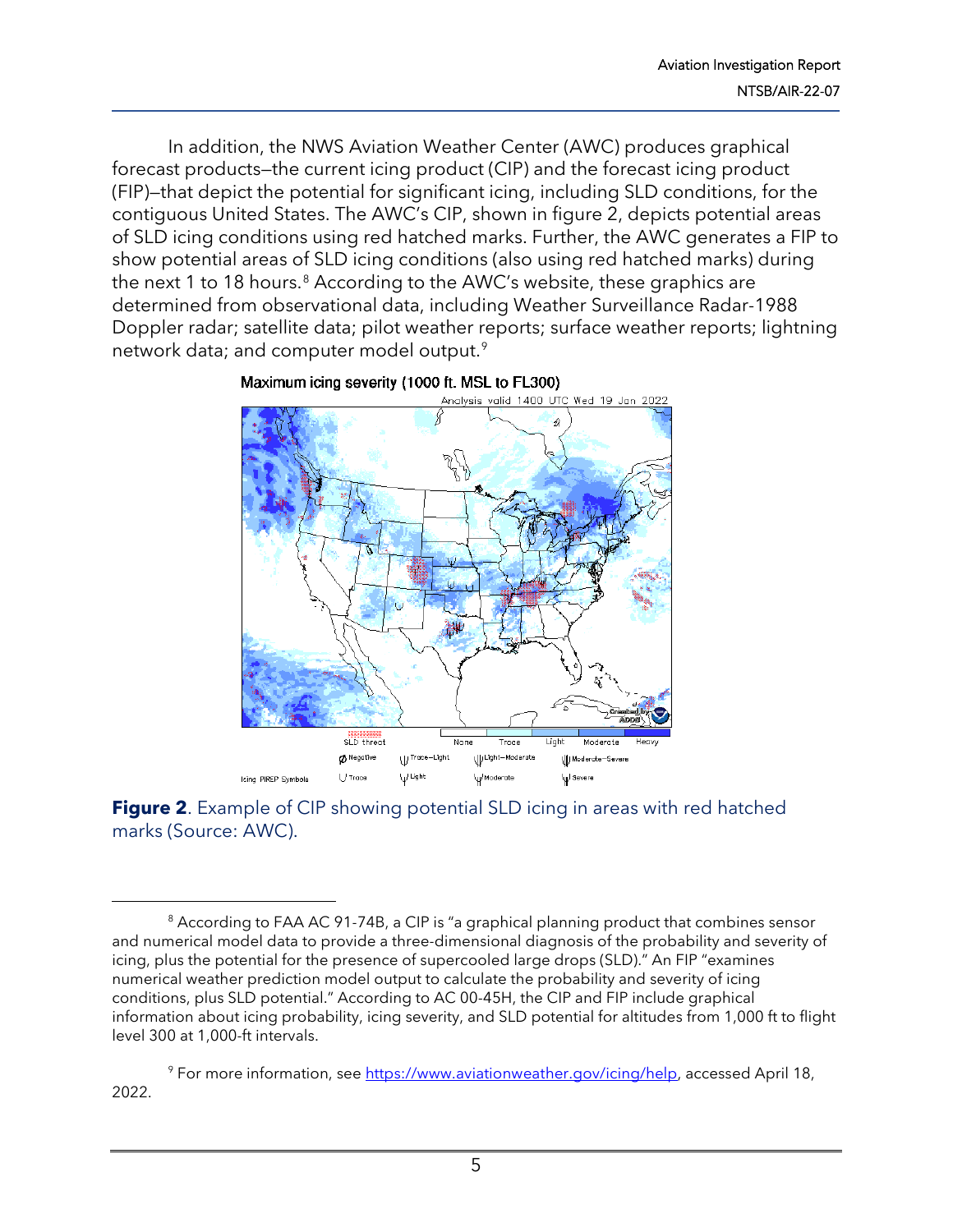In addition, the NWS Aviation Weather Center (AWC) produces graphical forecast products—the current icing product (CIP) and the forecast icing product (FIP)—that depict the potential for significant icing, including SLD conditions, for the contiguous United States. The AWC's CIP, shown in figure 2, depicts potential areas of SLD icing conditions using red hatched marks. Further, the AWC generates a FIP to show potential areas of SLD icing conditions (also using red hatched marks) during the next 1 to 18 hours.[8] According to the AWC's website, these graphics are determined from observational data, including Weather Surveillance Radar-1988 Doppler radar; satellite data; pilot weather reports; surface weather reports; lightning network data; and computer model output.[9]

**Figure 2**. Example of CIP showing potential SLD icing in areas with red hatched marks (Source: AWC).

---

[8] According to FAA AC 91-74B, a CIP is "a graphical planning product that combines sensor and numerical model data to provide a three-dimensional diagnosis of the probability and severity of icing, plus the potential for the presence of supercooled large drops (SLD)." An FIP "examines numerical weather prediction model output to calculate the probability and severity of icing conditions, plus SLD potential." According to AC 00-45H, the CIP and FIP include graphical information about icing probability, icing severity, and SLD potential for altitudes from 1,000 ft to flight level 300 at 1,000-ft intervals.

[9] For more information, see https://www.aviationweather.gov/icing/help, accessed April 18, 2022.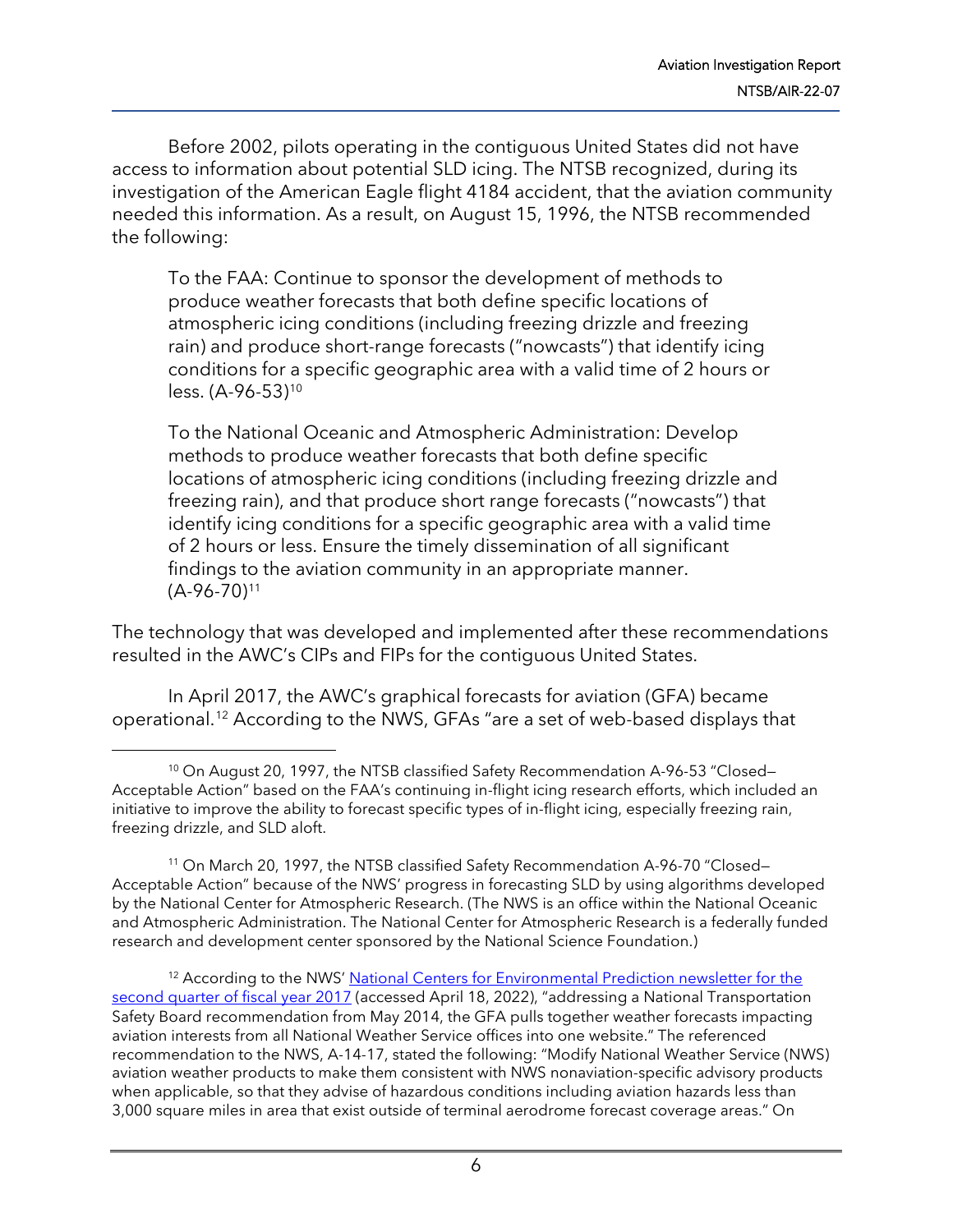Before 2002, pilots operating in the contiguous United States did not have access to information about potential SLD icing. The NTSB recognized, during its investigation of the American Eagle flight 4184 accident, that the aviation community needed this information. As a result, on August 15, 1996, the NTSB recommended the following:

> To the FAA: Continue to sponsor the development of methods to produce weather forecasts that both define specific locations of atmospheric icing conditions (including freezing drizzle and freezing rain) and produce short-range forecasts ("nowcasts") that identify icing conditions for a specific geographic area with a valid time of 2 hours or less. (A-96-53)[10]
>
> To the National Oceanic and Atmospheric Administration: Develop methods to produce weather forecasts that both define specific locations of atmospheric icing conditions (including freezing drizzle and freezing rain), and that produce short range forecasts ("nowcasts") that identify icing conditions for a specific geographic area with a valid time of 2 hours or less. Ensure the timely dissemination of all significant findings to the aviation community in an appropriate manner. (A-96-70)[11]

The technology that was developed and implemented after these recommendations resulted in the AWC's CIPs and FIPs for the contiguous United States.

In April 2017, the AWC's graphical forecasts for aviation (GFA) became operational.[12] According to the NWS, GFAs "are a set of web-based displays that

---

[10] On August 20, 1997, the NTSB classified Safety Recommendation A-96-53 "Closed—Acceptable Action" based on the FAA's continuing in-flight icing research efforts, which included an initiative to improve the ability to forecast specific types of in-flight icing, especially freezing rain, freezing drizzle, and SLD aloft.

[11] On March 20, 1997, the NTSB classified Safety Recommendation A-96-70 "Closed—Acceptable Action" because of the NWS' progress in forecasting SLD by using algorithms developed by the National Center for Atmospheric Research. (The NWS is an office within the National Oceanic and Atmospheric Administration. The National Center for Atmospheric Research is a federally funded research and development center sponsored by the National Science Foundation.)

[12] According to the NWS' National Centers for Environmental Prediction newsletter for the second quarter of fiscal year 2017 (accessed April 18, 2022), "addressing a National Transportation Safety Board recommendation from May 2014, the GFA pulls together weather forecasts impacting aviation interests from all National Weather Service offices into one website." The referenced recommendation to the NWS, A-14-17, stated the following: "Modify National Weather Service (NWS) aviation weather products to make them consistent with NWS nonaviation-specific advisory products when applicable, so that they advise of hazardous conditions including aviation hazards less than 3,000 square miles in area that exist outside of terminal aerodrome forecast coverage areas." On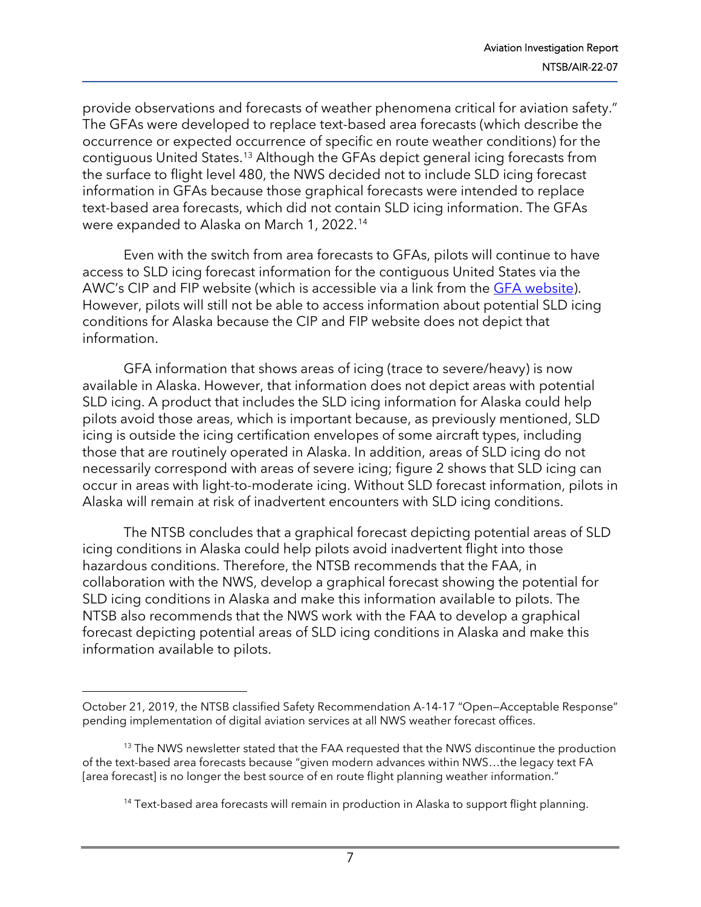provide observations and forecasts of weather phenomena critical for aviation safety." The GFAs were developed to replace text-based area forecasts (which describe the occurrence or expected occurrence of specific en route weather conditions) for the contiguous United States.[13] Although the GFAs depict general icing forecasts from the surface to flight level 480, the NWS decided not to include SLD icing forecast information in GFAs because those graphical forecasts were intended to replace text-based area forecasts, which did not contain SLD icing information. The GFAs were expanded to Alaska on March 1, 2022.[14]

Even with the switch from area forecasts to GFAs, pilots will continue to have access to SLD icing forecast information for the contiguous United States via the AWC's CIP and FIP website (which is accessible via a link from the GFA website). However, pilots will still not be able to access information about potential SLD icing conditions for Alaska because the CIP and FIP website does not depict that information.

GFA information that shows areas of icing (trace to severe/heavy) is now available in Alaska. However, that information does not depict areas with potential SLD icing. A product that includes the SLD icing information for Alaska could help pilots avoid those areas, which is important because, as previously mentioned, SLD icing is outside the icing certification envelopes of some aircraft types, including those that are routinely operated in Alaska. In addition, areas of SLD icing do not necessarily correspond with areas of severe icing; figure 2 shows that SLD icing can occur in areas with light-to-moderate icing. Without SLD forecast information, pilots in Alaska will remain at risk of inadvertent encounters with SLD icing conditions.

The NTSB concludes that a graphical forecast depicting potential areas of SLD icing conditions in Alaska could help pilots avoid inadvertent flight into those hazardous conditions. Therefore, the NTSB recommends that the FAA, in collaboration with the NWS, develop a graphical forecast showing the potential for SLD icing conditions in Alaska and make this information available to pilots. The NTSB also recommends that the NWS work with the FAA to develop a graphical forecast depicting potential areas of SLD icing conditions in Alaska and make this information available to pilots.

---

October 21, 2019, the NTSB classified Safety Recommendation A-14-17 "Open—Acceptable Response" pending implementation of digital aviation services at all NWS weather forecast offices.

[13] The NWS newsletter stated that the FAA requested that the NWS discontinue the production of the text-based area forecasts because "given modern advances within NWS…the legacy text FA [area forecast] is no longer the best source of en route flight planning weather information."

[14] Text-based area forecasts will remain in production in Alaska to support flight planning.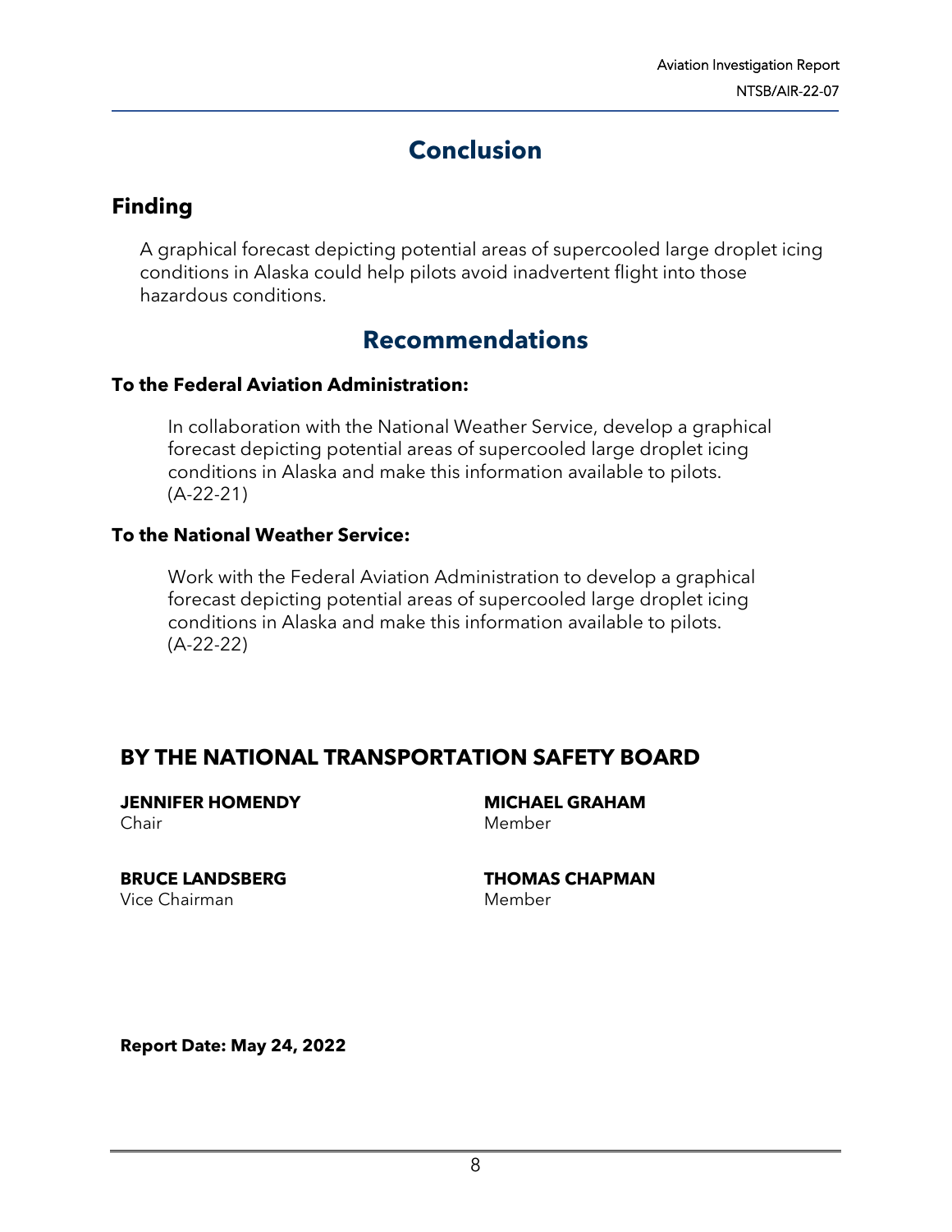# Conclusion

## Finding

A graphical forecast depicting potential areas of supercooled large droplet icing conditions in Alaska could help pilots avoid inadvertent flight into those hazardous conditions.

# Recommendations

**To the Federal Aviation Administration:**

In collaboration with the National Weather Service, develop a graphical forecast depicting potential areas of supercooled large droplet icing conditions in Alaska and make this information available to pilots. (A-22-21)

**To the National Weather Service:**

Work with the Federal Aviation Administration to develop a graphical forecast depicting potential areas of supercooled large droplet icing conditions in Alaska and make this information available to pilots. (A-22-22)

## BY THE NATIONAL TRANSPORTATION SAFETY BOARD

**JENNIFER HOMENDY**
Chair

**MICHAEL GRAHAM**
Member

**BRUCE LANDSBERG**
Vice Chairman

**THOMAS CHAPMAN**
Member

**Report Date: May 24, 2022**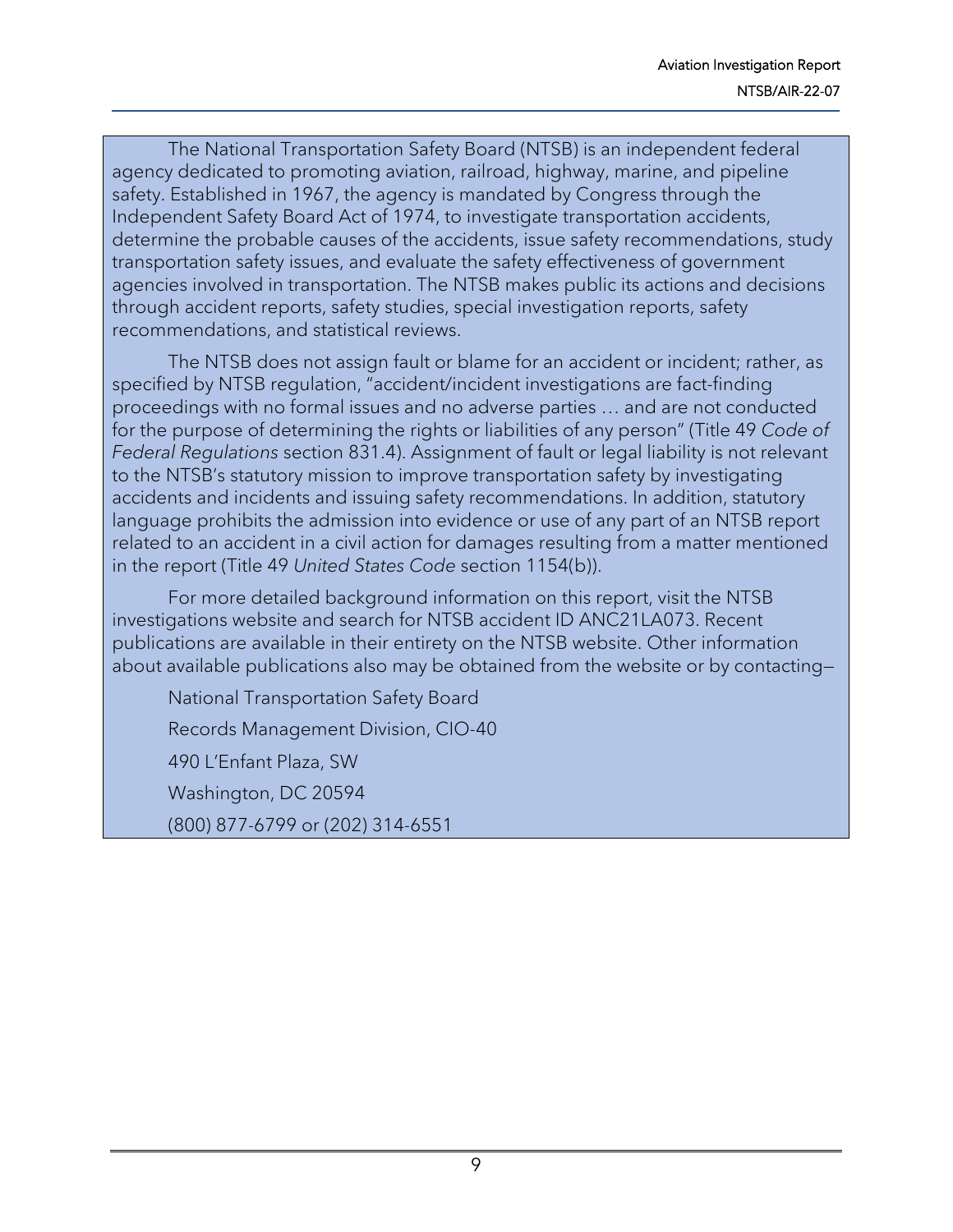The National Transportation Safety Board (NTSB) is an independent federal agency dedicated to promoting aviation, railroad, highway, marine, and pipeline safety. Established in 1967, the agency is mandated by Congress through the Independent Safety Board Act of 1974, to investigate transportation accidents, determine the probable causes of the accidents, issue safety recommendations, study transportation safety issues, and evaluate the safety effectiveness of government agencies involved in transportation. The NTSB makes public its actions and decisions through accident reports, safety studies, special investigation reports, safety recommendations, and statistical reviews.

The NTSB does not assign fault or blame for an accident or incident; rather, as specified by NTSB regulation, "accident/incident investigations are fact-finding proceedings with no formal issues and no adverse parties … and are not conducted for the purpose of determining the rights or liabilities of any person" (Title 49 *Code of Federal Regulations* section 831.4). Assignment of fault or legal liability is not relevant to the NTSB's statutory mission to improve transportation safety by investigating accidents and incidents and issuing safety recommendations. In addition, statutory language prohibits the admission into evidence or use of any part of an NTSB report related to an accident in a civil action for damages resulting from a matter mentioned in the report (Title 49 *United States Code* section 1154(b)).

For more detailed background information on this report, visit the NTSB investigations website and search for NTSB accident ID ANC21LA073. Recent publications are available in their entirety on the NTSB website. Other information about available publications also may be obtained from the website or by contacting–

National Transportation Safety Board

Records Management Division, CIO-40

490 L'Enfant Plaza, SW

Washington, DC 20594

(800) 877-6799 or (202) 314-6551